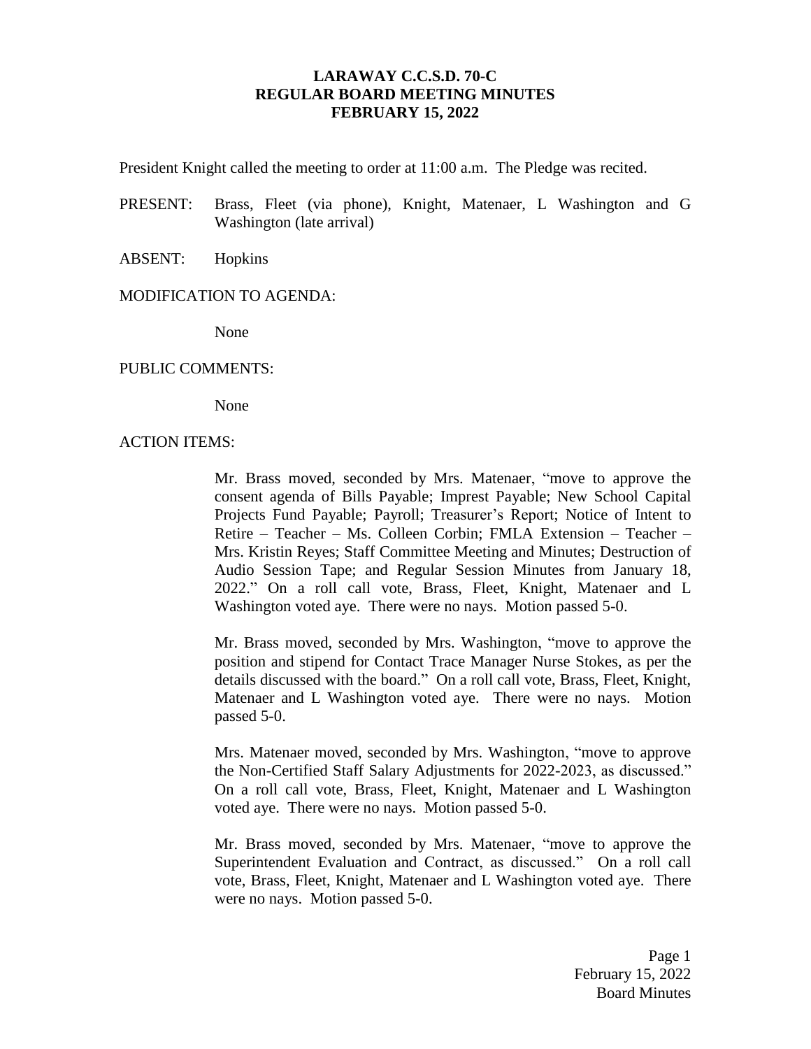# LARAWAY C.C.S.D. 70-C
## REGULAR BOARD MEETING MINUTES
## FEBRUARY 15, 2022

President Knight called the meeting to order at 11:00 a.m. The Pledge was recited.

PRESENT: Brass, Fleet (via phone), Knight, Matenaer, L Washington and G Washington (late arrival)

ABSENT: Hopkins

MODIFICATION TO AGENDA:

None

PUBLIC COMMENTS:

None

ACTION ITEMS:

Mr. Brass moved, seconded by Mrs. Matenaer, "move to approve the consent agenda of Bills Payable; Imprest Payable; New School Capital Projects Fund Payable; Payroll; Treasurer's Report; Notice of Intent to Retire – Teacher – Ms. Colleen Corbin; FMLA Extension – Teacher – Mrs. Kristin Reyes; Staff Committee Meeting and Minutes; Destruction of Audio Session Tape; and Regular Session Minutes from January 18, 2022." On a roll call vote, Brass, Fleet, Knight, Matenaer and L Washington voted aye. There were no nays. Motion passed 5-0.

Mr. Brass moved, seconded by Mrs. Washington, "move to approve the position and stipend for Contact Trace Manager Nurse Stokes, as per the details discussed with the board." On a roll call vote, Brass, Fleet, Knight, Matenaer and L Washington voted aye. There were no nays. Motion passed 5-0.

Mrs. Matenaer moved, seconded by Mrs. Washington, "move to approve the Non-Certified Staff Salary Adjustments for 2022-2023, as discussed." On a roll call vote, Brass, Fleet, Knight, Matenaer and L Washington voted aye. There were no nays. Motion passed 5-0.

Mr. Brass moved, seconded by Mrs. Matenaer, "move to approve the Superintendent Evaluation and Contract, as discussed." On a roll call vote, Brass, Fleet, Knight, Matenaer and L Washington voted aye. There were no nays. Motion passed 5-0.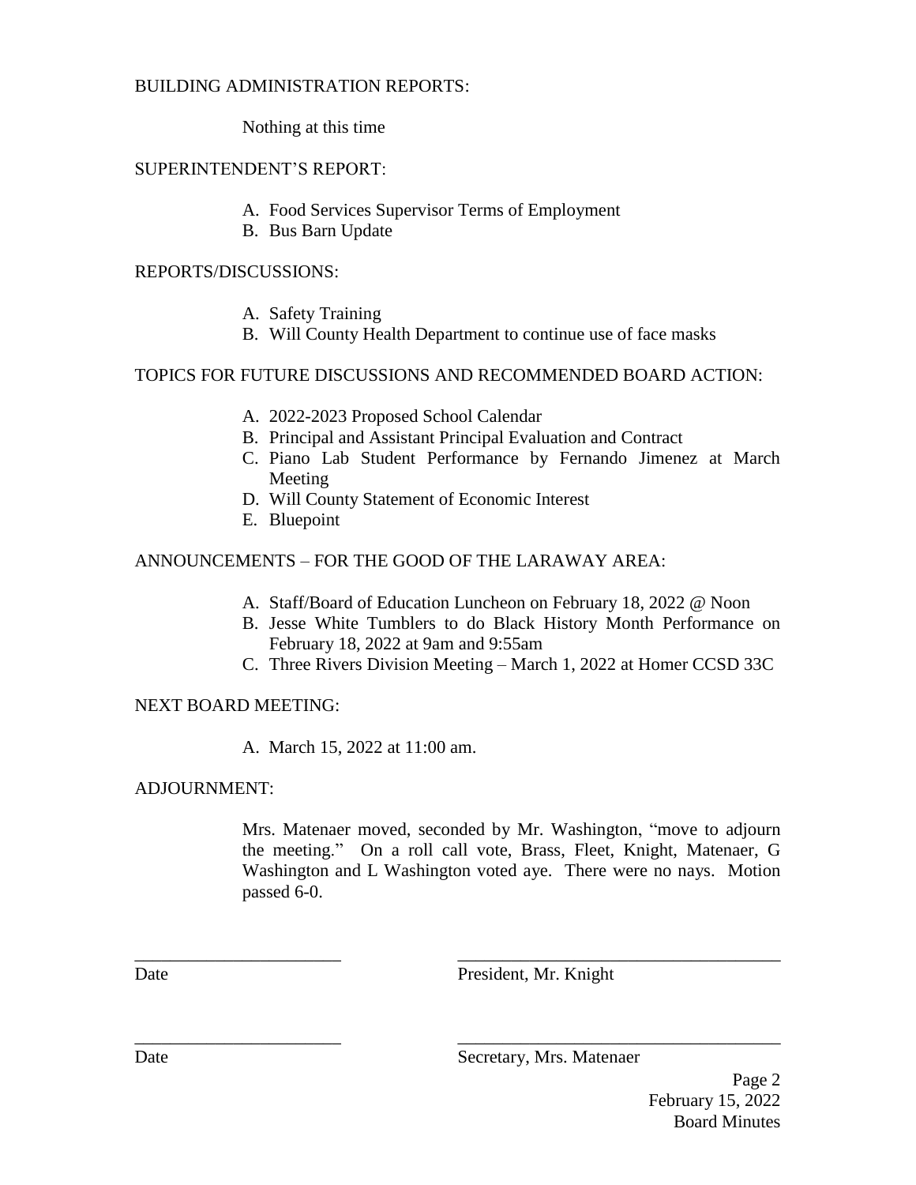BUILDING ADMINISTRATION REPORTS:

Nothing at this time

SUPERINTENDENT'S REPORT:

A. Food Services Supervisor Terms of Employment
B. Bus Barn Update

REPORTS/DISCUSSIONS:

A. Safety Training
B. Will County Health Department to continue use of face masks

TOPICS FOR FUTURE DISCUSSIONS AND RECOMMENDED BOARD ACTION:

A. 2022-2023 Proposed School Calendar
B. Principal and Assistant Principal Evaluation and Contract
C. Piano Lab Student Performance by Fernando Jimenez at March Meeting
D. Will County Statement of Economic Interest
E. Bluepoint

ANNOUNCEMENTS – FOR THE GOOD OF THE LARAWAY AREA:

A. Staff/Board of Education Luncheon on February 18, 2022 @ Noon
B. Jesse White Tumblers to do Black History Month Performance on February 18, 2022 at 9am and 9:55am
C. Three Rivers Division Meeting – March 1, 2022 at Homer CCSD 33C

NEXT BOARD MEETING:

A. March 15, 2022 at 11:00 am.

ADJOURNMENT:

Mrs. Matenaer moved, seconded by Mr. Washington, "move to adjourn the meeting." On a roll call vote, Brass, Fleet, Knight, Matenaer, G Washington and L Washington voted aye. There were no nays. Motion passed 6-0.

_______________________ _____________________________________

Date President, Mr. Knight

_______________________ _____________________________________

Date Secretary, Mrs. Matenaer

Page 2
February 15, 2022
Board Minutes